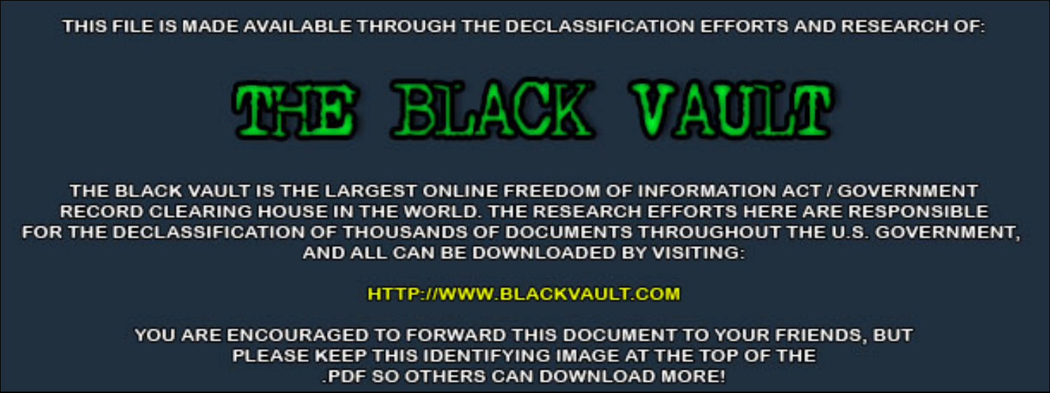THIS FILE IS MADE AVAILABLE THROUGH THE DECLASSIFICATION EFFORTS AND RESEARCH OF:

# THE BLACK VAULT

THE BLACK VAULT IS THE LARGEST ONLINE FREEDOM OF INFORMATION ACT / GOVERNMENT RECORD CLEARING HOUSE IN THE WORLD. THE RESEARCH EFFORTS HERE ARE RESPONSIBLE FOR THE DECLASSIFICATION OF THOUSANDS OF DOCUMENTS THROUGHOUT THE U.S. GOVERNMENT, AND ALL CAN BE DOWNLOADED BY VISITING:

HTTP://WWW.BLACKVAULT.COM

YOU ARE ENCOURAGED TO FORWARD THIS DOCUMENT TO YOUR FRIENDS, BUT PLEASE KEEP THIS IDENTIFYING IMAGE AT THE TOP OF THE .PDF SO OTHERS CAN DOWNLOAD MORE!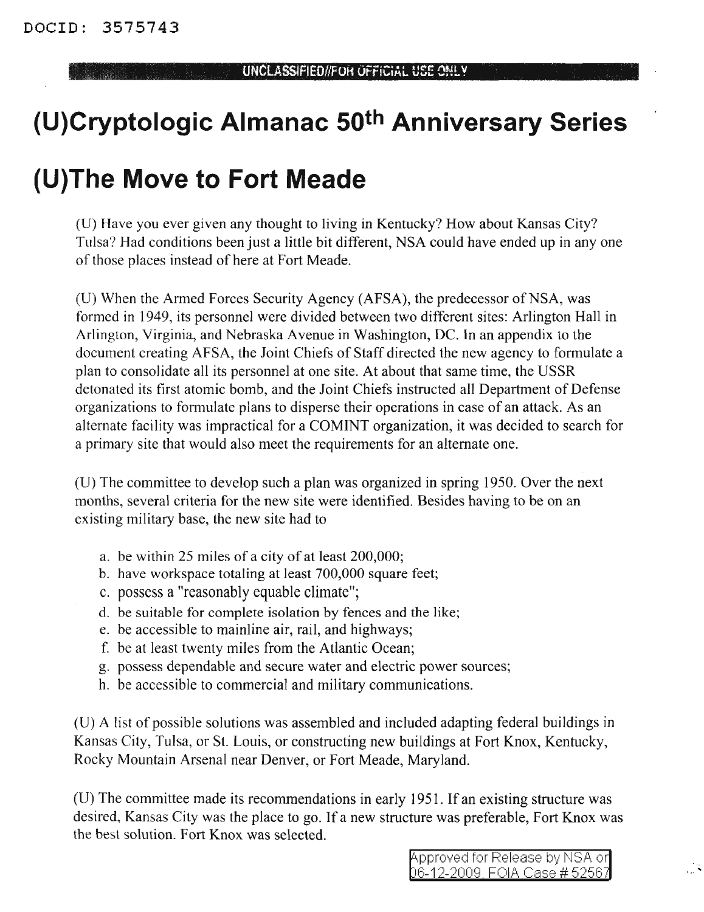DOCID: 3575743

UNCLASSIFIED//FOR OFFICIAL USE ONLY

# (U)Cryptologic Almanac 50th Anniversary Series

# (U)The Move to Fort Meade

(U) Have you ever given any thought to living in Kentucky? How about Kansas City? Tulsa? Had conditions been just a little bit different, NSA could have ended up in any one of those places instead of here at Fort Meade.

(U) When the Armed Forces Security Agency (AFSA), the predecessor of NSA, was formed in 1949, its personnel were divided between two different sites: Arlington Hall in Arlington, Virginia, and Nebraska Avenue in Washington, DC. In an appendix to the document creating AFSA, the Joint Chiefs of Staff directed the new agency to formulate a plan to consolidate all its personnel at one site. At about that same time, the USSR detonated its first atomic bomb, and the Joint Chiefs instructed all Department of Defense organizations to formulate plans to disperse their operations in case of an attack. As an alternate facility was impractical for a COMINT organization, it was decided to search for a primary site that would also meet the requirements for an alternate one.

(U) The committee to develop such a plan was organized in spring 1950. Over the next months, several criteria for the new site were identified. Besides having to be on an existing military base, the new site had to

a. be within 25 miles of a city of at least 200,000;
b. have workspace totaling at least 700,000 square feet;
c. possess a "reasonably equable climate";
d. be suitable for complete isolation by fences and the like;
e. be accessible to mainline air, rail, and highways;
f. be at least twenty miles from the Atlantic Ocean;
g. possess dependable and secure water and electric power sources;
h. be accessible to commercial and military communications.

(U) A list of possible solutions was assembled and included adapting federal buildings in Kansas City, Tulsa, or St. Louis, or constructing new buildings at Fort Knox, Kentucky, Rocky Mountain Arsenal near Denver, or Fort Meade, Maryland.

(U) The committee made its recommendations in early 1951. If an existing structure was desired, Kansas City was the place to go. If a new structure was preferable, Fort Knox was the best solution. Fort Knox was selected.

Approved for Release by NSA on 06-12-2009, FOIA Case # 52567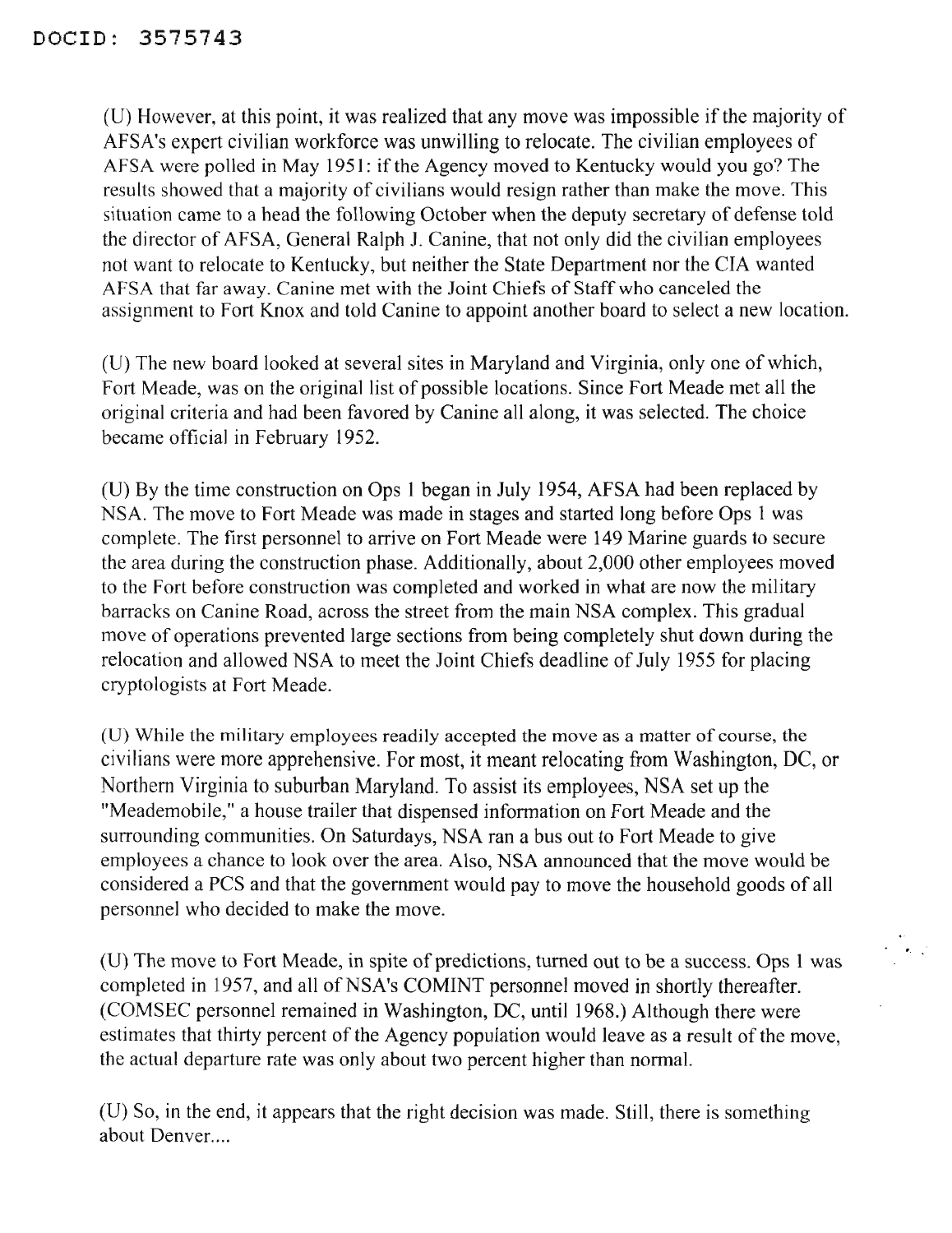(U) However, at this point, it was realized that any move was impossible if the majority of AFSA's expert civilian workforce was unwilling to relocate. The civilian employees of AFSA were polled in May 1951: if the Agency moved to Kentucky would you go? The results showed that a majority of civilians would resign rather than make the move. This situation came to a head the following October when the deputy secretary of defense told the director of AFSA, General Ralph J. Canine, that not only did the civilian employees not want to relocate to Kentucky, but neither the State Department nor the CIA wanted AFSA that far away. Canine met with the Joint Chiefs of Staff who canceled the assignment to Fort Knox and told Canine to appoint another board to select a new location.

(U) The new board looked at several sites in Maryland and Virginia, only one of which, Fort Meade, was on the original list of possible locations. Since Fort Meade met all the original criteria and had been favored by Canine all along, it was selected. The choice became official in February 1952.

(U) By the time construction on Ops 1 began in July 1954, AFSA had been replaced by NSA. The move to Fort Meade was made in stages and started long before Ops 1 was complete. The first personnel to arrive on Fort Meade were 149 Marine guards to secure the area during the construction phase. Additionally, about 2,000 other employees moved to the Fort before construction was completed and worked in what are now the military barracks on Canine Road, across the street from the main NSA complex. This gradual move of operations prevented large sections from being completely shut down during the relocation and allowed NSA to meet the Joint Chiefs deadline of July 1955 for placing cryptologists at Fort Meade.

(U) While the military employees readily accepted the move as a matter of course, the civilians were more apprehensive. For most, it meant relocating from Washington, DC, or Northern Virginia to suburban Maryland. To assist its employees, NSA set up the "Meademobile," a house trailer that dispensed information on Fort Meade and the surrounding communities. On Saturdays, NSA ran a bus out to Fort Meade to give employees a chance to look over the area. Also, NSA announced that the move would be considered a PCS and that the government would pay to move the household goods of all personnel who decided to make the move.

(U) The move to Fort Meade, in spite of predictions, turned out to be a success. Ops 1 was completed in 1957, and all of NSA's COMINT personnel moved in shortly thereafter. (COMSEC personnel remained in Washington, DC, until 1968.) Although there were estimates that thirty percent of the Agency population would leave as a result of the move, the actual departure rate was only about two percent higher than normal.

(U) So, in the end, it appears that the right decision was made. Still, there is something about Denver....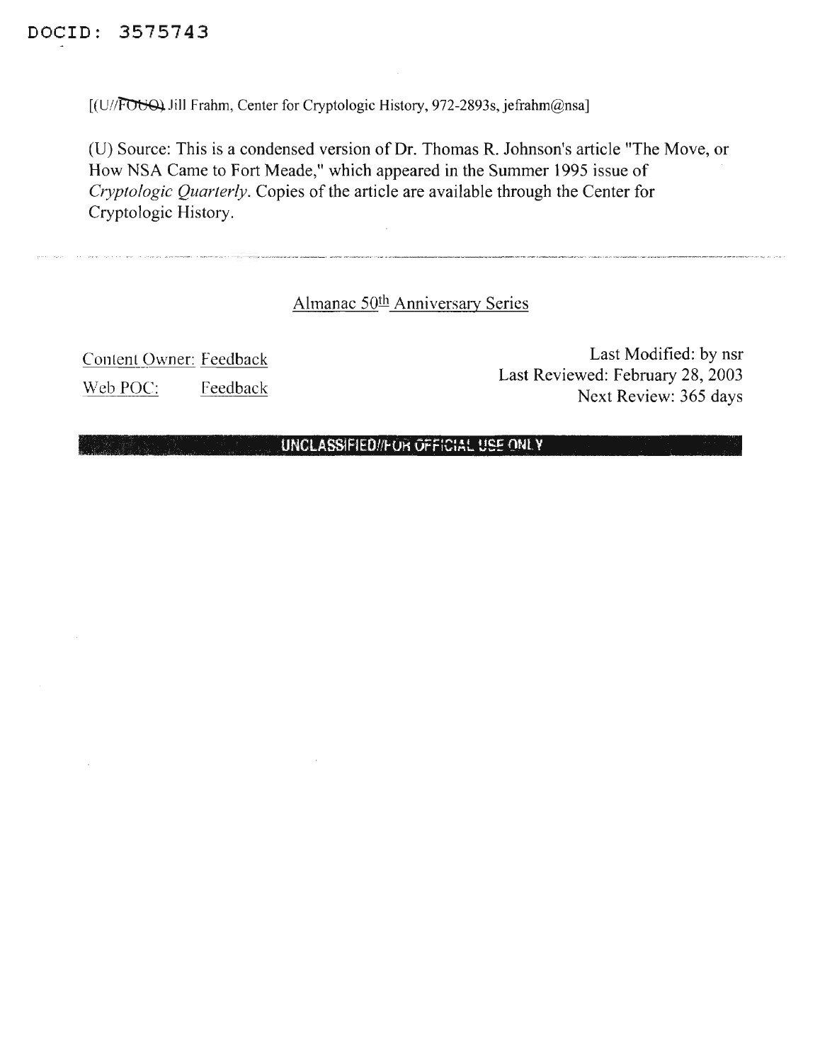DOCID: 3575743

[(U//~~FOUO~~) Jill Frahm, Center for Cryptologic History, 972-2893s, jefrahm@nsa]

(U) Source: This is a condensed version of Dr. Thomas R. Johnson's article "The Move, or How NSA Came to Fort Meade," which appeared in the Summer 1995 issue of *Cryptologic Quarterly*. Copies of the article are available through the Center for Cryptologic History.

---

Almanac 50th Anniversary Series

Content Owner: Feedback
Web POC: Feedback

Last Modified: by nsr
Last Reviewed: February 28, 2003
Next Review: 365 days

**UNCLASSIFIED//FOR OFFICIAL USE ONLY**